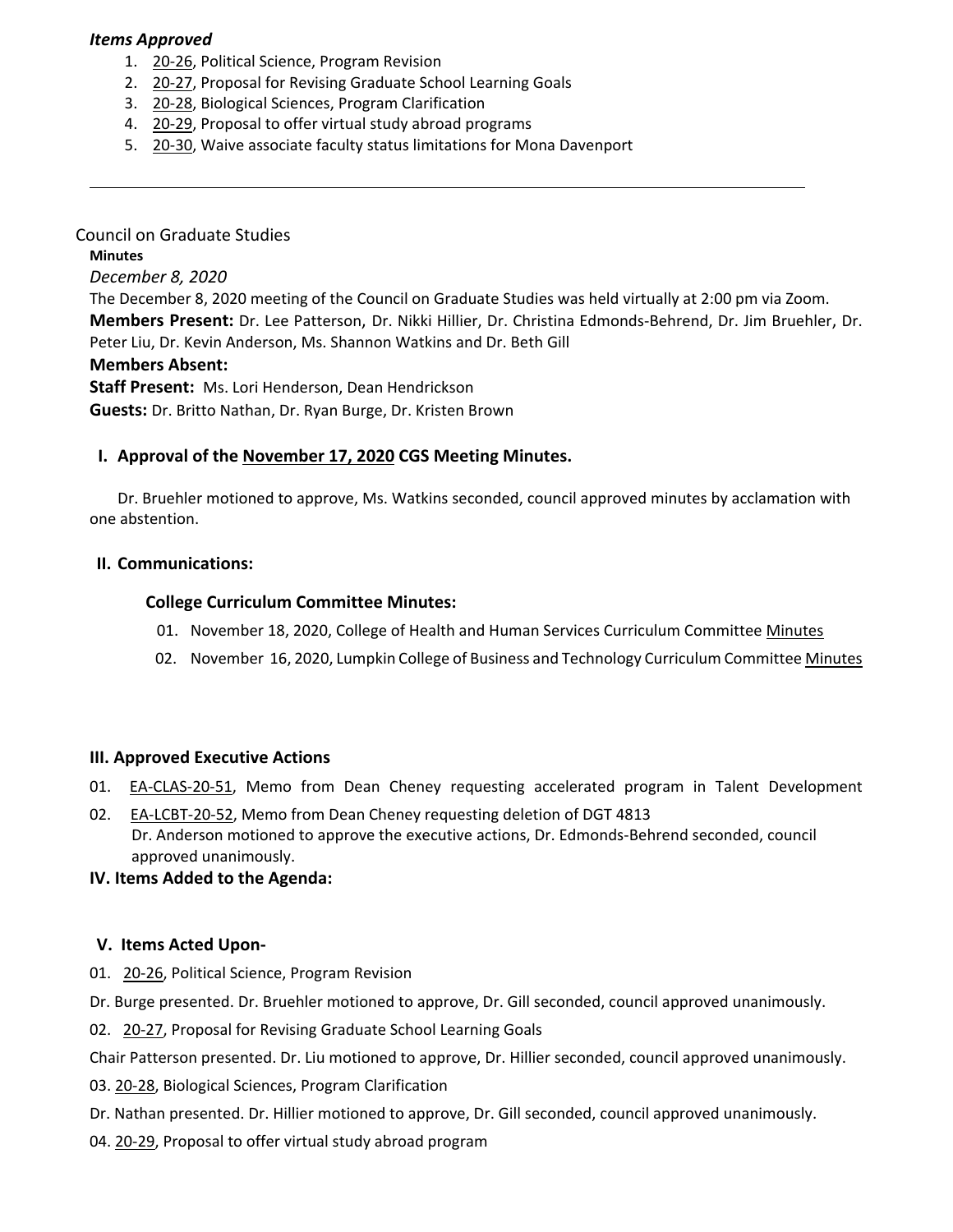***Items Approved***

1. 20-26, Political Science, Program Revision
2. 20-27, Proposal for Revising Graduate School Learning Goals
3. 20-28, Biological Sciences, Program Clarification
4. 20-29, Proposal to offer virtual study abroad programs
5. 20-30, Waive associate faculty status limitations for Mona Davenport

---

Council on Graduate Studies

**Minutes**

*December 8, 2020*

The December 8, 2020 meeting of the Council on Graduate Studies was held virtually at 2:00 pm via Zoom.

**Members Present:** Dr. Lee Patterson, Dr. Nikki Hillier, Dr. Christina Edmonds-Behrend, Dr. Jim Bruehler, Dr. Peter Liu, Dr. Kevin Anderson, Ms. Shannon Watkins and Dr. Beth Gill

**Members Absent:**

**Staff Present:** Ms. Lori Henderson, Dean Hendrickson

**Guests:** Dr. Britto Nathan, Dr. Ryan Burge, Dr. Kristen Brown

## I. Approval of the November 17, 2020 CGS Meeting Minutes.

Dr. Bruehler motioned to approve, Ms. Watkins seconded, council approved minutes by acclamation with one abstention.

## II. Communications:

### College Curriculum Committee Minutes:

01. November 18, 2020, College of Health and Human Services Curriculum Committee Minutes
02. November 16, 2020, Lumpkin College of Business and Technology Curriculum Committee Minutes

## III. Approved Executive Actions

01. EA-CLAS-20-51, Memo from Dean Cheney requesting accelerated program in Talent Development
02. EA-LCBT-20-52, Memo from Dean Cheney requesting deletion of DGT 4813
    Dr. Anderson motioned to approve the executive actions, Dr. Edmonds-Behrend seconded, council approved unanimously.

## IV. Items Added to the Agenda:

## V. Items Acted Upon-

01. 20-26, Political Science, Program Revision

Dr. Burge presented. Dr. Bruehler motioned to approve, Dr. Gill seconded, council approved unanimously.

02. 20-27, Proposal for Revising Graduate School Learning Goals

Chair Patterson presented. Dr. Liu motioned to approve, Dr. Hillier seconded, council approved unanimously.

03. 20-28, Biological Sciences, Program Clarification

Dr. Nathan presented. Dr. Hillier motioned to approve, Dr. Gill seconded, council approved unanimously.

04. 20-29, Proposal to offer virtual study abroad program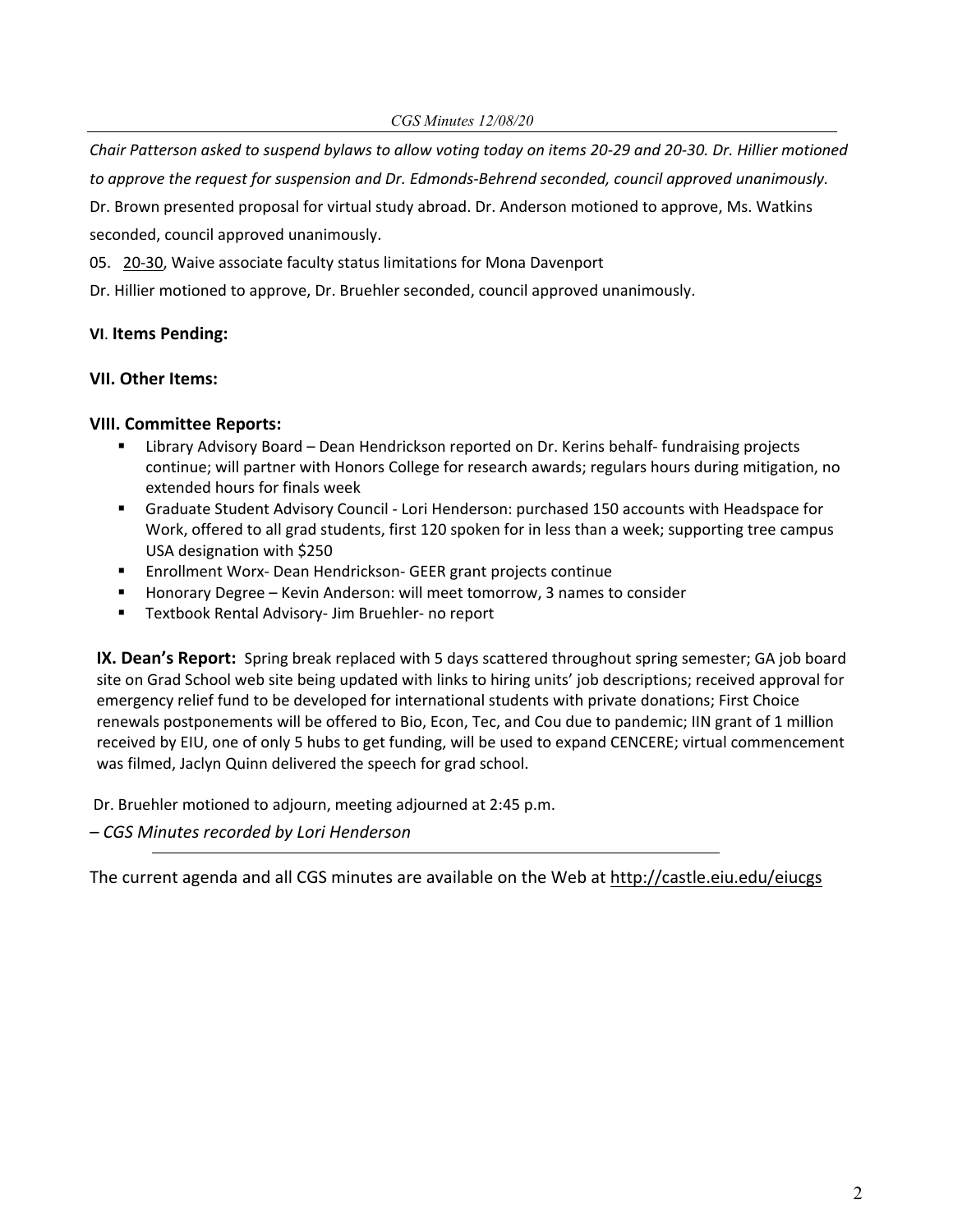*Chair Patterson asked to suspend bylaws to allow voting today on items 20-29 and 20-30. Dr. Hillier motioned to approve the request for suspension and Dr. Edmonds-Behrend seconded, council approved unanimously.*

Dr. Brown presented proposal for virtual study abroad. Dr. Anderson motioned to approve, Ms. Watkins seconded, council approved unanimously.

05. 20-30, Waive associate faculty status limitations for Mona Davenport

Dr. Hillier motioned to approve, Dr. Bruehler seconded, council approved unanimously.

### VI. Items Pending:

### VII. Other Items:

### VIII. Committee Reports:

- Library Advisory Board – Dean Hendrickson reported on Dr. Kerins behalf- fundraising projects continue; will partner with Honors College for research awards; regulars hours during mitigation, no extended hours for finals week
- Graduate Student Advisory Council - Lori Henderson: purchased 150 accounts with Headspace for Work, offered to all grad students, first 120 spoken for in less than a week; supporting tree campus USA designation with $250
- Enrollment Worx- Dean Hendrickson- GEER grant projects continue
- Honorary Degree – Kevin Anderson: will meet tomorrow, 3 names to consider
- Textbook Rental Advisory- Jim Bruehler- no report

**IX. Dean's Report:** Spring break replaced with 5 days scattered throughout spring semester; GA job board site on Grad School web site being updated with links to hiring units' job descriptions; received approval for emergency relief fund to be developed for international students with private donations; First Choice renewals postponements will be offered to Bio, Econ, Tec, and Cou due to pandemic; IIN grant of 1 million received by EIU, one of only 5 hubs to get funding, will be used to expand CENCERE; virtual commencement was filmed, Jaclyn Quinn delivered the speech for grad school.

Dr. Bruehler motioned to adjourn, meeting adjourned at 2:45 p.m.

*– CGS Minutes recorded by Lori Henderson*

The current agenda and all CGS minutes are available on the Web at http://castle.eiu.edu/eiucgs